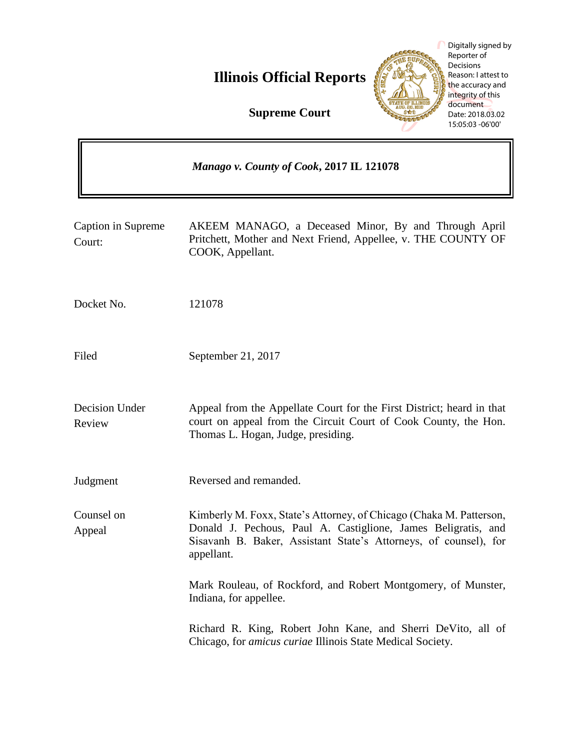# Illinois Official Reports

## Supreme Court

Digitally signed by Reporter of Decisions
Reason: I attest to the accuracy and integrity of this document
Date: 2018.03.02 15:05:03 -06'00'

***Manago v. County of Cook*, 2017 IL 121078**

| | |
|---|---|
| Caption in Supreme Court: | AKEEM MANAGO, a Deceased Minor, By and Through April Pritchett, Mother and Next Friend, Appellee, v. THE COUNTY OF COOK, Appellant. |
| Docket No. | 121078 |
| Filed | September 21, 2017 |
| Decision Under Review | Appeal from the Appellate Court for the First District; heard in that court on appeal from the Circuit Court of Cook County, the Hon. Thomas L. Hogan, Judge, presiding. |
| Judgment | Reversed and remanded. |
| Counsel on Appeal | Kimberly M. Foxx, State's Attorney, of Chicago (Chaka M. Patterson, Donald J. Pechous, Paul A. Castiglione, James Beligratis, and Sisavanh B. Baker, Assistant State's Attorneys, of counsel), for appellant.<br><br>Mark Rouleau, of Rockford, and Robert Montgomery, of Munster, Indiana, for appellee.<br><br>Richard R. King, Robert John Kane, and Sherri DeVito, all of Chicago, for *amicus curiae* Illinois State Medical Society. |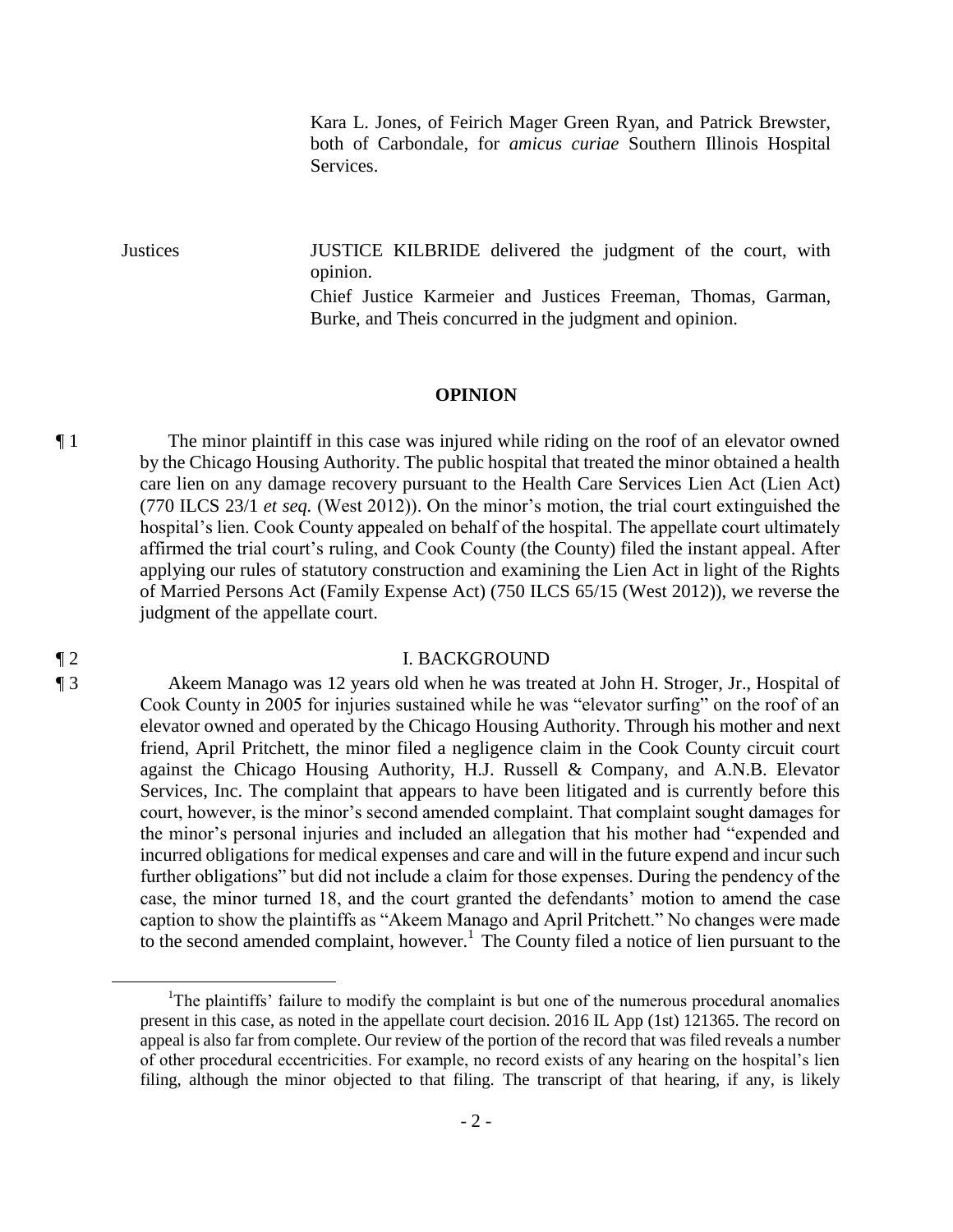Kara L. Jones, of Feirich Mager Green Ryan, and Patrick Brewster, both of Carbondale, for *amicus curiae* Southern Illinois Hospital Services.

Justices JUSTICE KILBRIDE delivered the judgment of the court, with opinion.
Chief Justice Karmeier and Justices Freeman, Thomas, Garman, Burke, and Theis concurred in the judgment and opinion.

## OPINION

¶ 1 The minor plaintiff in this case was injured while riding on the roof of an elevator owned by the Chicago Housing Authority. The public hospital that treated the minor obtained a health care lien on any damage recovery pursuant to the Health Care Services Lien Act (Lien Act) (770 ILCS 23/1 *et seq.* (West 2012)). On the minor's motion, the trial court extinguished the hospital's lien. Cook County appealed on behalf of the hospital. The appellate court ultimately affirmed the trial court's ruling, and Cook County (the County) filed the instant appeal. After applying our rules of statutory construction and examining the Lien Act in light of the Rights of Married Persons Act (Family Expense Act) (750 ILCS 65/15 (West 2012)), we reverse the judgment of the appellate court.

¶ 2 I. BACKGROUND

¶ 3 Akeem Manago was 12 years old when he was treated at John H. Stroger, Jr., Hospital of Cook County in 2005 for injuries sustained while he was "elevator surfing" on the roof of an elevator owned and operated by the Chicago Housing Authority. Through his mother and next friend, April Pritchett, the minor filed a negligence claim in the Cook County circuit court against the Chicago Housing Authority, H.J. Russell & Company, and A.N.B. Elevator Services, Inc. The complaint that appears to have been litigated and is currently before this court, however, is the minor's second amended complaint. That complaint sought damages for the minor's personal injuries and included an allegation that his mother had "expended and incurred obligations for medical expenses and care and will in the future expend and incur such further obligations" but did not include a claim for those expenses. During the pendency of the case, the minor turned 18, and the court granted the defendants' motion to amend the case caption to show the plaintiffs as "Akeem Manago and April Pritchett." No changes were made to the second amended complaint, however.[1] The County filed a notice of lien pursuant to the

[1] The plaintiffs' failure to modify the complaint is but one of the numerous procedural anomalies present in this case, as noted in the appellate court decision. 2016 IL App (1st) 121365. The record on appeal is also far from complete. Our review of the portion of the record that was filed reveals a number of other procedural eccentricities. For example, no record exists of any hearing on the hospital's lien filing, although the minor objected to that filing. The transcript of that hearing, if any, is likely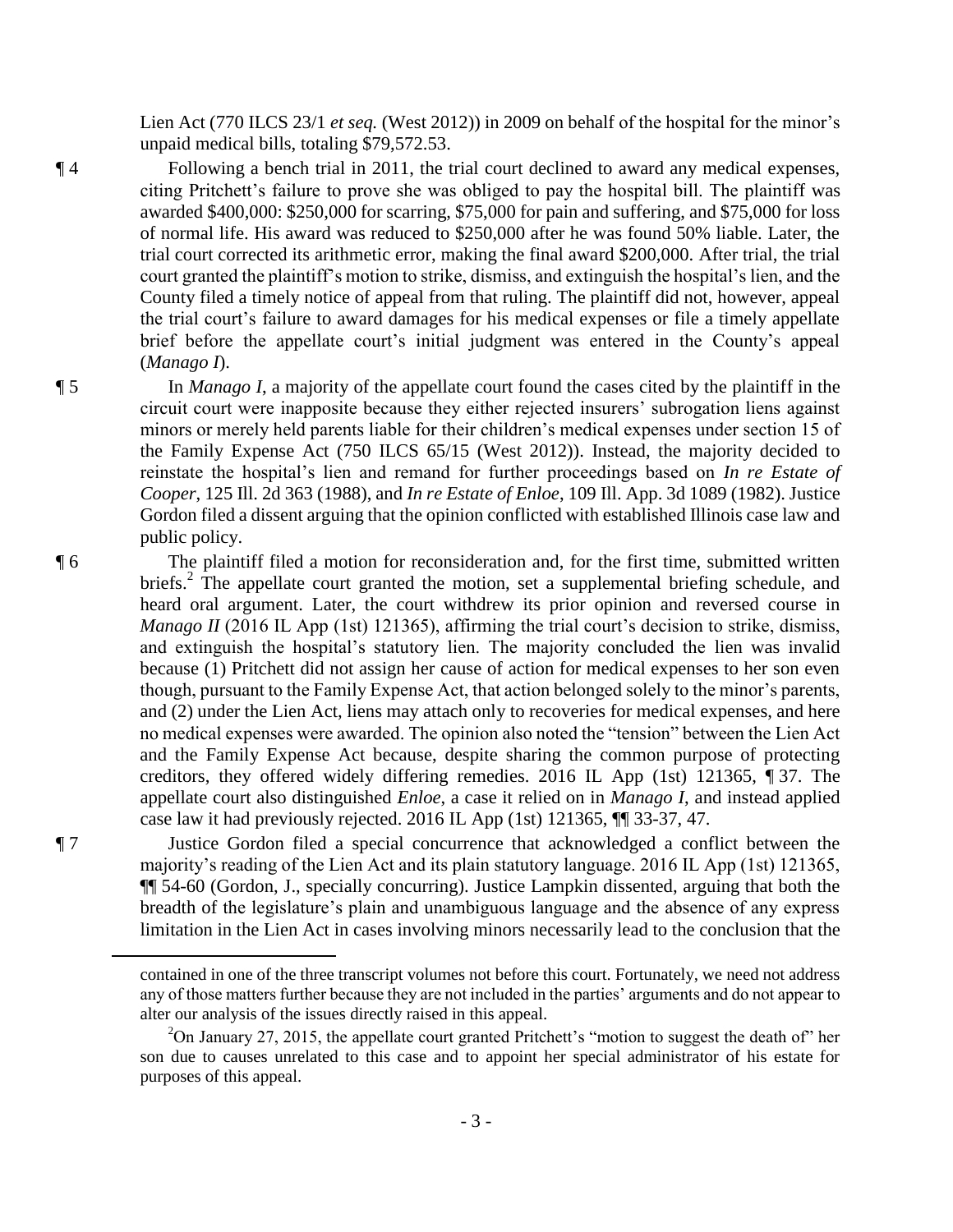Lien Act (770 ILCS 23/1 *et seq.* (West 2012)) in 2009 on behalf of the hospital for the minor's unpaid medical bills, totaling $79,572.53.

¶ 4 Following a bench trial in 2011, the trial court declined to award any medical expenses, citing Pritchett's failure to prove she was obliged to pay the hospital bill. The plaintiff was awarded $400,000: $250,000 for scarring, $75,000 for pain and suffering, and $75,000 for loss of normal life. His award was reduced to $250,000 after he was found 50% liable. Later, the trial court corrected its arithmetic error, making the final award $200,000. After trial, the trial court granted the plaintiff's motion to strike, dismiss, and extinguish the hospital's lien, and the County filed a timely notice of appeal from that ruling. The plaintiff did not, however, appeal the trial court's failure to award damages for his medical expenses or file a timely appellate brief before the appellate court's initial judgment was entered in the County's appeal (*Manago I*).

¶ 5 In *Manago I*, a majority of the appellate court found the cases cited by the plaintiff in the circuit court were inapposite because they either rejected insurers' subrogation liens against minors or merely held parents liable for their children's medical expenses under section 15 of the Family Expense Act (750 ILCS 65/15 (West 2012)). Instead, the majority decided to reinstate the hospital's lien and remand for further proceedings based on *In re Estate of Cooper*, 125 Ill. 2d 363 (1988), and *In re Estate of Enloe*, 109 Ill. App. 3d 1089 (1982). Justice Gordon filed a dissent arguing that the opinion conflicted with established Illinois case law and public policy.

¶ 6 The plaintiff filed a motion for reconsideration and, for the first time, submitted written briefs.[2] The appellate court granted the motion, set a supplemental briefing schedule, and heard oral argument. Later, the court withdrew its prior opinion and reversed course in *Manago II* (2016 IL App (1st) 121365), affirming the trial court's decision to strike, dismiss, and extinguish the hospital's statutory lien. The majority concluded the lien was invalid because (1) Pritchett did not assign her cause of action for medical expenses to her son even though, pursuant to the Family Expense Act, that action belonged solely to the minor's parents, and (2) under the Lien Act, liens may attach only to recoveries for medical expenses, and here no medical expenses were awarded. The opinion also noted the "tension" between the Lien Act and the Family Expense Act because, despite sharing the common purpose of protecting creditors, they offered widely differing remedies. 2016 IL App (1st) 121365, ¶ 37. The appellate court also distinguished *Enloe*, a case it relied on in *Manago I*, and instead applied case law it had previously rejected. 2016 IL App (1st) 121365, ¶¶ 33-37, 47.

¶ 7 Justice Gordon filed a special concurrence that acknowledged a conflict between the majority's reading of the Lien Act and its plain statutory language. 2016 IL App (1st) 121365, ¶¶ 54-60 (Gordon, J., specially concurring). Justice Lampkin dissented, arguing that both the breadth of the legislature's plain and unambiguous language and the absence of any express limitation in the Lien Act in cases involving minors necessarily lead to the conclusion that the

---

contained in one of the three transcript volumes not before this court. Fortunately, we need not address any of those matters further because they are not included in the parties' arguments and do not appear to alter our analysis of the issues directly raised in this appeal.

[2]On January 27, 2015, the appellate court granted Pritchett's "motion to suggest the death of" her son due to causes unrelated to this case and to appoint her special administrator of his estate for purposes of this appeal.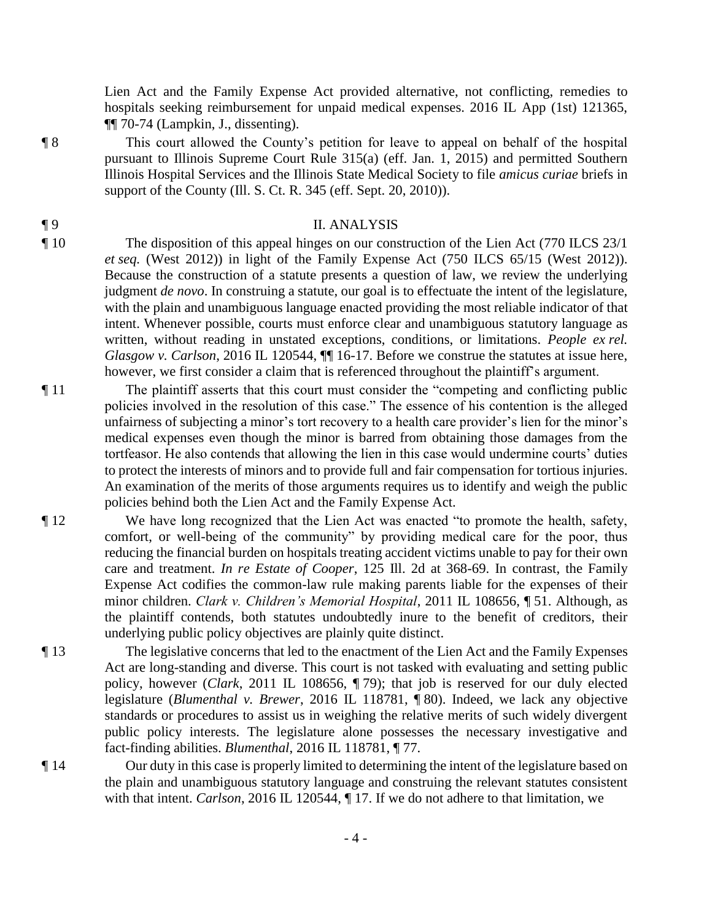Lien Act and the Family Expense Act provided alternative, not conflicting, remedies to hospitals seeking reimbursement for unpaid medical expenses. 2016 IL App (1st) 121365, ¶¶ 70-74 (Lampkin, J., dissenting).

¶ 8 This court allowed the County's petition for leave to appeal on behalf of the hospital pursuant to Illinois Supreme Court Rule 315(a) (eff. Jan. 1, 2015) and permitted Southern Illinois Hospital Services and the Illinois State Medical Society to file *amicus curiae* briefs in support of the County (Ill. S. Ct. R. 345 (eff. Sept. 20, 2010)).

## ¶ 9 II. ANALYSIS

¶ 10 The disposition of this appeal hinges on our construction of the Lien Act (770 ILCS 23/1 *et seq.* (West 2012)) in light of the Family Expense Act (750 ILCS 65/15 (West 2012)). Because the construction of a statute presents a question of law, we review the underlying judgment *de novo*. In construing a statute, our goal is to effectuate the intent of the legislature, with the plain and unambiguous language enacted providing the most reliable indicator of that intent. Whenever possible, courts must enforce clear and unambiguous statutory language as written, without reading in unstated exceptions, conditions, or limitations. *People ex rel. Glasgow v. Carlson*, 2016 IL 120544, ¶¶ 16-17. Before we construe the statutes at issue here, however, we first consider a claim that is referenced throughout the plaintiff's argument.

¶ 11 The plaintiff asserts that this court must consider the "competing and conflicting public policies involved in the resolution of this case." The essence of his contention is the alleged unfairness of subjecting a minor's tort recovery to a health care provider's lien for the minor's medical expenses even though the minor is barred from obtaining those damages from the tortfeasor. He also contends that allowing the lien in this case would undermine courts' duties to protect the interests of minors and to provide full and fair compensation for tortious injuries. An examination of the merits of those arguments requires us to identify and weigh the public policies behind both the Lien Act and the Family Expense Act.

¶ 12 We have long recognized that the Lien Act was enacted "to promote the health, safety, comfort, or well-being of the community" by providing medical care for the poor, thus reducing the financial burden on hospitals treating accident victims unable to pay for their own care and treatment. *In re Estate of Cooper*, 125 Ill. 2d at 368-69. In contrast, the Family Expense Act codifies the common-law rule making parents liable for the expenses of their minor children. *Clark v. Children's Memorial Hospital*, 2011 IL 108656, ¶ 51. Although, as the plaintiff contends, both statutes undoubtedly inure to the benefit of creditors, their underlying public policy objectives are plainly quite distinct.

¶ 13 The legislative concerns that led to the enactment of the Lien Act and the Family Expenses Act are long-standing and diverse. This court is not tasked with evaluating and setting public policy, however (*Clark*, 2011 IL 108656, ¶ 79); that job is reserved for our duly elected legislature (*Blumenthal v. Brewer*, 2016 IL 118781, ¶ 80). Indeed, we lack any objective standards or procedures to assist us in weighing the relative merits of such widely divergent public policy interests. The legislature alone possesses the necessary investigative and fact-finding abilities. *Blumenthal*, 2016 IL 118781, ¶ 77.

¶ 14 Our duty in this case is properly limited to determining the intent of the legislature based on the plain and unambiguous statutory language and construing the relevant statutes consistent with that intent. *Carlson*, 2016 IL 120544, ¶ 17. If we do not adhere to that limitation, we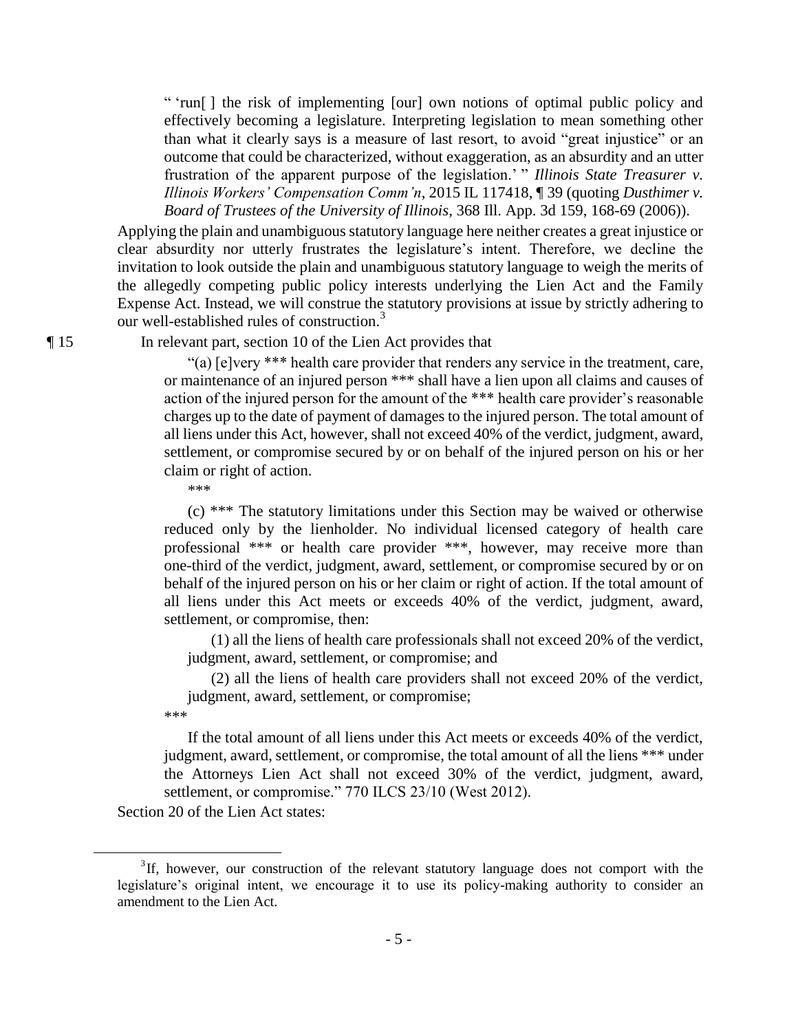> " 'run[ ] the risk of implementing [our] own notions of optimal public policy and effectively becoming a legislature. Interpreting legislation to mean something other than what it clearly says is a measure of last resort, to avoid "great injustice" or an outcome that could be characterized, without exaggeration, as an absurdity and an utter frustration of the apparent purpose of the legislation.' " *Illinois State Treasurer v. Illinois Workers' Compensation Comm'n*, 2015 IL 117418, ¶ 39 (quoting *Dusthimer v. Board of Trustees of the University of Illinois*, 368 Ill. App. 3d 159, 168-69 (2006)).

Applying the plain and unambiguous statutory language here neither creates a great injustice or clear absurdity nor utterly frustrates the legislature's intent. Therefore, we decline the invitation to look outside the plain and unambiguous statutory language to weigh the merits of the allegedly competing public policy interests underlying the Lien Act and the Family Expense Act. Instead, we will construe the statutory provisions at issue by strictly adhering to our well-established rules of construction.[3]

¶ 15 In relevant part, section 10 of the Lien Act provides that

> "(a) [e]very *** health care provider that renders any service in the treatment, care, or maintenance of an injured person *** shall have a lien upon all claims and causes of action of the injured person for the amount of the *** health care provider's reasonable charges up to the date of payment of damages to the injured person. The total amount of all liens under this Act, however, shall not exceed 40% of the verdict, judgment, award, settlement, or compromise secured by or on behalf of the injured person on his or her claim or right of action.
>
> ***
>
> (c) *** The statutory limitations under this Section may be waived or otherwise reduced only by the lienholder. No individual licensed category of health care professional *** or health care provider ***, however, may receive more than one-third of the verdict, judgment, award, settlement, or compromise secured by or on behalf of the injured person on his or her claim or right of action. If the total amount of all liens under this Act meets or exceeds 40% of the verdict, judgment, award, settlement, or compromise, then:
>
> (1) all the liens of health care professionals shall not exceed 20% of the verdict, judgment, award, settlement, or compromise; and
>
> (2) all the liens of health care providers shall not exceed 20% of the verdict, judgment, award, settlement, or compromise;
>
> ***
>
> If the total amount of all liens under this Act meets or exceeds 40% of the verdict, judgment, award, settlement, or compromise, the total amount of all the liens *** under the Attorneys Lien Act shall not exceed 30% of the verdict, judgment, award, settlement, or compromise." 770 ILCS 23/10 (West 2012).

Section 20 of the Lien Act states:

[3] If, however, our construction of the relevant statutory language does not comport with the legislature's original intent, we encourage it to use its policy-making authority to consider an amendment to the Lien Act.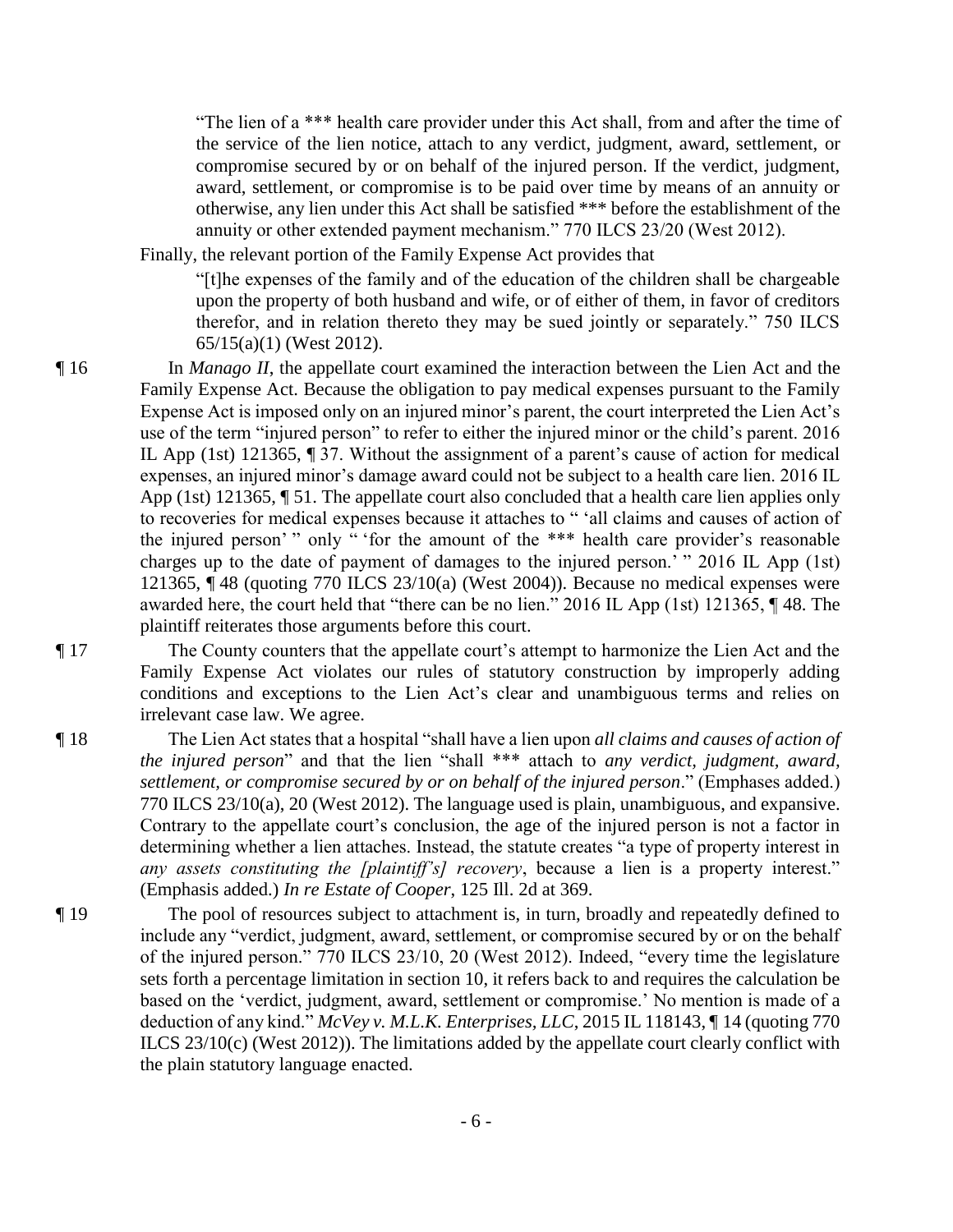> "The lien of a *** health care provider under this Act shall, from and after the time of the service of the lien notice, attach to any verdict, judgment, award, settlement, or compromise secured by or on behalf of the injured person. If the verdict, judgment, award, settlement, or compromise is to be paid over time by means of an annuity or otherwise, any lien under this Act shall be satisfied *** before the establishment of the annuity or other extended payment mechanism." 770 ILCS 23/20 (West 2012).

Finally, the relevant portion of the Family Expense Act provides that

> "[t]he expenses of the family and of the education of the children shall be chargeable upon the property of both husband and wife, or of either of them, in favor of creditors therefor, and in relation thereto they may be sued jointly or separately." 750 ILCS 65/15(a)(1) (West 2012).

¶ 16 In *Manago II*, the appellate court examined the interaction between the Lien Act and the Family Expense Act. Because the obligation to pay medical expenses pursuant to the Family Expense Act is imposed only on an injured minor's parent, the court interpreted the Lien Act's use of the term "injured person" to refer to either the injured minor or the child's parent. 2016 IL App (1st) 121365, ¶ 37. Without the assignment of a parent's cause of action for medical expenses, an injured minor's damage award could not be subject to a health care lien. 2016 IL App (1st) 121365, ¶ 51. The appellate court also concluded that a health care lien applies only to recoveries for medical expenses because it attaches to " 'all claims and causes of action of the injured person' " only " 'for the amount of the *** health care provider's reasonable charges up to the date of payment of damages to the injured person.' " 2016 IL App (1st) 121365, ¶ 48 (quoting 770 ILCS 23/10(a) (West 2004)). Because no medical expenses were awarded here, the court held that "there can be no lien." 2016 IL App (1st) 121365, ¶ 48. The plaintiff reiterates those arguments before this court.

¶ 17 The County counters that the appellate court's attempt to harmonize the Lien Act and the Family Expense Act violates our rules of statutory construction by improperly adding conditions and exceptions to the Lien Act's clear and unambiguous terms and relies on irrelevant case law. We agree.

¶ 18 The Lien Act states that a hospital "shall have a lien upon *all claims and causes of action of the injured person*" and that the lien "shall *** attach to *any verdict, judgment, award, settlement, or compromise secured by or on behalf of the injured person*." (Emphases added.) 770 ILCS 23/10(a), 20 (West 2012). The language used is plain, unambiguous, and expansive. Contrary to the appellate court's conclusion, the age of the injured person is not a factor in determining whether a lien attaches. Instead, the statute creates "a type of property interest in *any assets constituting the [plaintiff's] recovery*, because a lien is a property interest." (Emphasis added.) *In re Estate of Cooper*, 125 Ill. 2d at 369.

¶ 19 The pool of resources subject to attachment is, in turn, broadly and repeatedly defined to include any "verdict, judgment, award, settlement, or compromise secured by or on the behalf of the injured person." 770 ILCS 23/10, 20 (West 2012). Indeed, "every time the legislature sets forth a percentage limitation in section 10, it refers back to and requires the calculation be based on the 'verdict, judgment, award, settlement or compromise.' No mention is made of a deduction of any kind." *McVey v. M.L.K. Enterprises, LLC*, 2015 IL 118143, ¶ 14 (quoting 770 ILCS 23/10(c) (West 2012)). The limitations added by the appellate court clearly conflict with the plain statutory language enacted.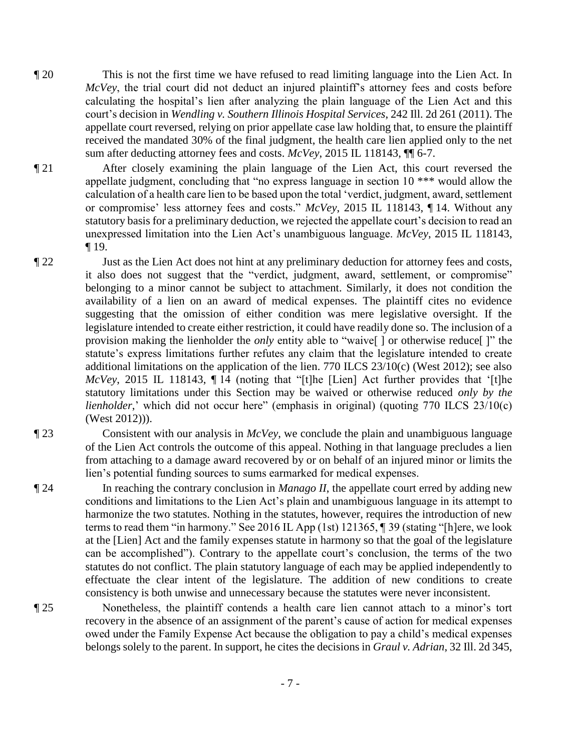¶ 20 This is not the first time we have refused to read limiting language into the Lien Act. In *McVey*, the trial court did not deduct an injured plaintiff's attorney fees and costs before calculating the hospital's lien after analyzing the plain language of the Lien Act and this court's decision in *Wendling v. Southern Illinois Hospital Services*, 242 Ill. 2d 261 (2011). The appellate court reversed, relying on prior appellate case law holding that, to ensure the plaintiff received the mandated 30% of the final judgment, the health care lien applied only to the net sum after deducting attorney fees and costs. *McVey*, 2015 IL 118143, ¶¶ 6-7.

¶ 21 After closely examining the plain language of the Lien Act, this court reversed the appellate judgment, concluding that "no express language in section 10 *** would allow the calculation of a health care lien to be based upon the total 'verdict, judgment, award, settlement or compromise' less attorney fees and costs." *McVey*, 2015 IL 118143, ¶ 14. Without any statutory basis for a preliminary deduction, we rejected the appellate court's decision to read an unexpressed limitation into the Lien Act's unambiguous language. *McVey*, 2015 IL 118143, ¶ 19.

¶ 22 Just as the Lien Act does not hint at any preliminary deduction for attorney fees and costs, it also does not suggest that the "verdict, judgment, award, settlement, or compromise" belonging to a minor cannot be subject to attachment. Similarly, it does not condition the availability of a lien on an award of medical expenses. The plaintiff cites no evidence suggesting that the omission of either condition was mere legislative oversight. If the legislature intended to create either restriction, it could have readily done so. The inclusion of a provision making the lienholder the *only* entity able to "waive[ ] or otherwise reduce[ ]" the statute's express limitations further refutes any claim that the legislature intended to create additional limitations on the application of the lien. 770 ILCS 23/10(c) (West 2012); see also *McVey*, 2015 IL 118143, ¶ 14 (noting that "[t]he [Lien] Act further provides that '[t]he statutory limitations under this Section may be waived or otherwise reduced *only by the lienholder*,' which did not occur here" (emphasis in original) (quoting 770 ILCS 23/10(c) (West 2012))).

¶ 23 Consistent with our analysis in *McVey*, we conclude the plain and unambiguous language of the Lien Act controls the outcome of this appeal. Nothing in that language precludes a lien from attaching to a damage award recovered by or on behalf of an injured minor or limits the lien's potential funding sources to sums earmarked for medical expenses.

¶ 24 In reaching the contrary conclusion in *Manago II*, the appellate court erred by adding new conditions and limitations to the Lien Act's plain and unambiguous language in its attempt to harmonize the two statutes. Nothing in the statutes, however, requires the introduction of new terms to read them "in harmony." See 2016 IL App (1st) 121365, ¶ 39 (stating "[h]ere, we look at the [Lien] Act and the family expenses statute in harmony so that the goal of the legislature can be accomplished"). Contrary to the appellate court's conclusion, the terms of the two statutes do not conflict. The plain statutory language of each may be applied independently to effectuate the clear intent of the legislature. The addition of new conditions to create consistency is both unwise and unnecessary because the statutes were never inconsistent.

¶ 25 Nonetheless, the plaintiff contends a health care lien cannot attach to a minor's tort recovery in the absence of an assignment of the parent's cause of action for medical expenses owed under the Family Expense Act because the obligation to pay a child's medical expenses belongs solely to the parent. In support, he cites the decisions in *Graul v. Adrian*, 32 Ill. 2d 345,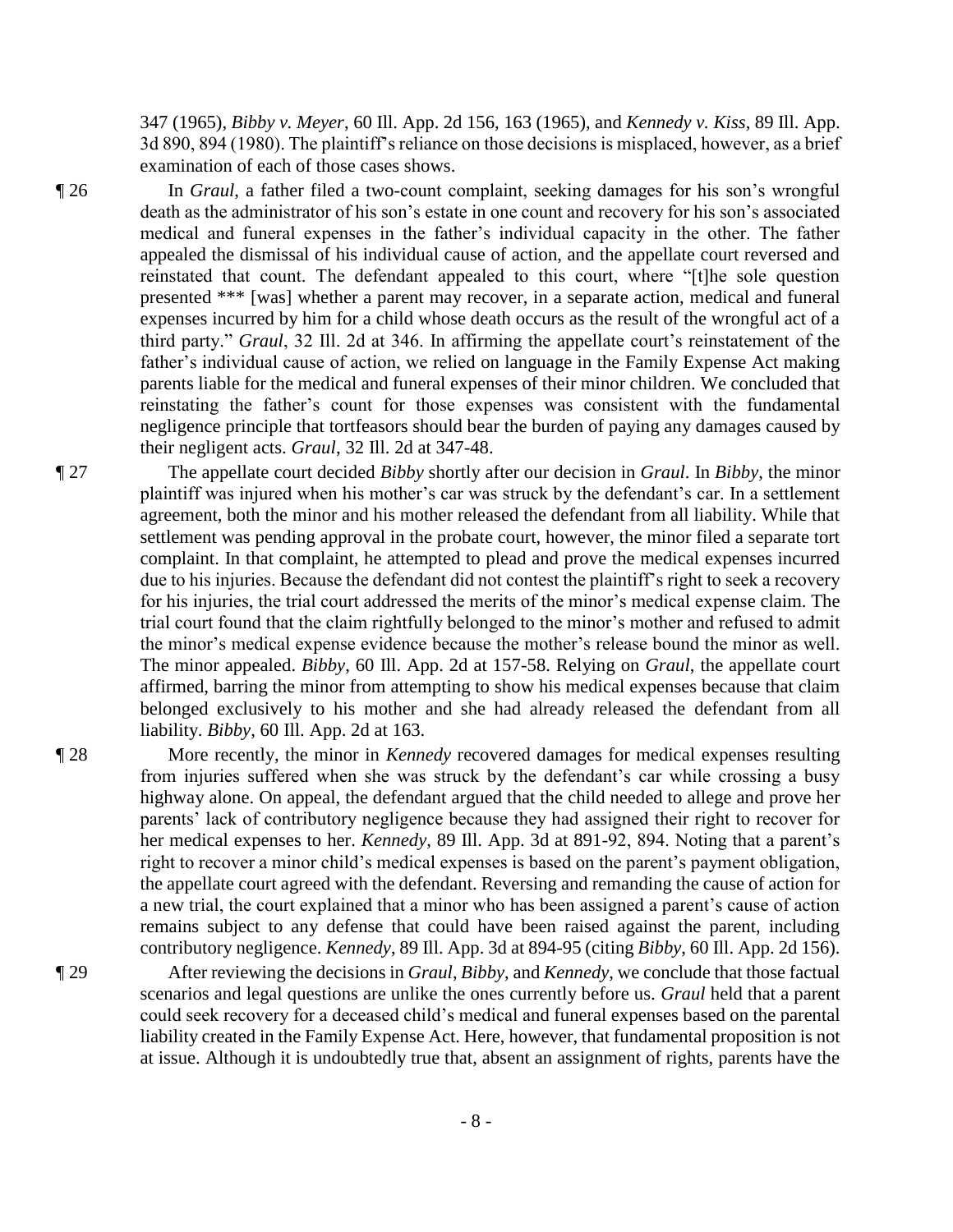347 (1965), *Bibby v. Meyer*, 60 Ill. App. 2d 156, 163 (1965), and *Kennedy v. Kiss*, 89 Ill. App. 3d 890, 894 (1980). The plaintiff's reliance on those decisions is misplaced, however, as a brief examination of each of those cases shows.

¶ 26 In *Graul*, a father filed a two-count complaint, seeking damages for his son's wrongful death as the administrator of his son's estate in one count and recovery for his son's associated medical and funeral expenses in the father's individual capacity in the other. The father appealed the dismissal of his individual cause of action, and the appellate court reversed and reinstated that count. The defendant appealed to this court, where "[t]he sole question presented *** [was] whether a parent may recover, in a separate action, medical and funeral expenses incurred by him for a child whose death occurs as the result of the wrongful act of a third party." *Graul*, 32 Ill. 2d at 346. In affirming the appellate court's reinstatement of the father's individual cause of action, we relied on language in the Family Expense Act making parents liable for the medical and funeral expenses of their minor children. We concluded that reinstating the father's count for those expenses was consistent with the fundamental negligence principle that tortfeasors should bear the burden of paying any damages caused by their negligent acts. *Graul*, 32 Ill. 2d at 347-48.

¶ 27 The appellate court decided *Bibby* shortly after our decision in *Graul*. In *Bibby*, the minor plaintiff was injured when his mother's car was struck by the defendant's car. In a settlement agreement, both the minor and his mother released the defendant from all liability. While that settlement was pending approval in the probate court, however, the minor filed a separate tort complaint. In that complaint, he attempted to plead and prove the medical expenses incurred due to his injuries. Because the defendant did not contest the plaintiff's right to seek a recovery for his injuries, the trial court addressed the merits of the minor's medical expense claim. The trial court found that the claim rightfully belonged to the minor's mother and refused to admit the minor's medical expense evidence because the mother's release bound the minor as well. The minor appealed. *Bibby*, 60 Ill. App. 2d at 157-58. Relying on *Graul*, the appellate court affirmed, barring the minor from attempting to show his medical expenses because that claim belonged exclusively to his mother and she had already released the defendant from all liability. *Bibby*, 60 Ill. App. 2d at 163.

¶ 28 More recently, the minor in *Kennedy* recovered damages for medical expenses resulting from injuries suffered when she was struck by the defendant's car while crossing a busy highway alone. On appeal, the defendant argued that the child needed to allege and prove her parents' lack of contributory negligence because they had assigned their right to recover for her medical expenses to her. *Kennedy*, 89 Ill. App. 3d at 891-92, 894. Noting that a parent's right to recover a minor child's medical expenses is based on the parent's payment obligation, the appellate court agreed with the defendant. Reversing and remanding the cause of action for a new trial, the court explained that a minor who has been assigned a parent's cause of action remains subject to any defense that could have been raised against the parent, including contributory negligence. *Kennedy*, 89 Ill. App. 3d at 894-95 (citing *Bibby*, 60 Ill. App. 2d 156).

¶ 29 After reviewing the decisions in *Graul*, *Bibby*, and *Kennedy*, we conclude that those factual scenarios and legal questions are unlike the ones currently before us. *Graul* held that a parent could seek recovery for a deceased child's medical and funeral expenses based on the parental liability created in the Family Expense Act. Here, however, that fundamental proposition is not at issue. Although it is undoubtedly true that, absent an assignment of rights, parents have the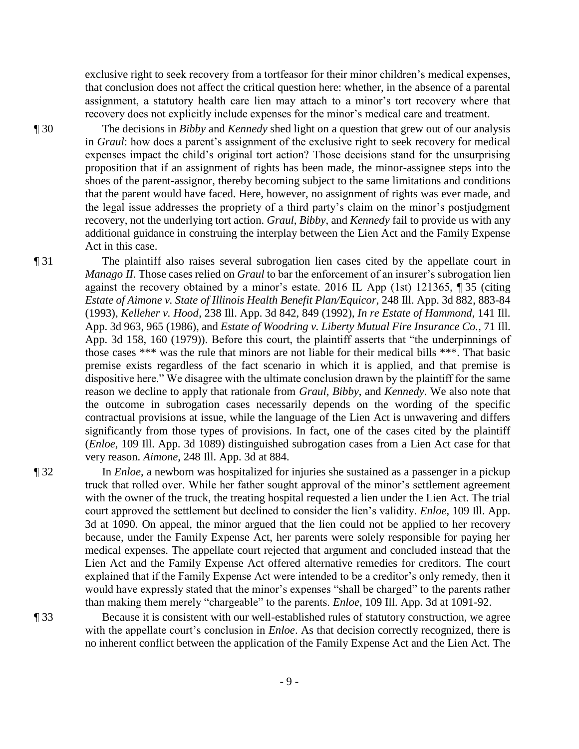exclusive right to seek recovery from a tortfeasor for their minor children's medical expenses, that conclusion does not affect the critical question here: whether, in the absence of a parental assignment, a statutory health care lien may attach to a minor's tort recovery where that recovery does not explicitly include expenses for the minor's medical care and treatment.

¶ 30 The decisions in *Bibby* and *Kennedy* shed light on a question that grew out of our analysis in *Graul*: how does a parent's assignment of the exclusive right to seek recovery for medical expenses impact the child's original tort action? Those decisions stand for the unsurprising proposition that if an assignment of rights has been made, the minor-assignee steps into the shoes of the parent-assignor, thereby becoming subject to the same limitations and conditions that the parent would have faced. Here, however, no assignment of rights was ever made, and the legal issue addresses the propriety of a third party's claim on the minor's postjudgment recovery, not the underlying tort action. *Graul*, *Bibby*, and *Kennedy* fail to provide us with any additional guidance in construing the interplay between the Lien Act and the Family Expense Act in this case.

¶ 31 The plaintiff also raises several subrogation lien cases cited by the appellate court in *Manago II*. Those cases relied on *Graul* to bar the enforcement of an insurer's subrogation lien against the recovery obtained by a minor's estate. 2016 IL App (1st) 121365, ¶ 35 (citing *Estate of Aimone v. State of Illinois Health Benefit Plan/Equicor*, 248 Ill. App. 3d 882, 883-84 (1993), *Kelleher v. Hood*, 238 Ill. App. 3d 842, 849 (1992), *In re Estate of Hammond*, 141 Ill. App. 3d 963, 965 (1986), and *Estate of Woodring v. Liberty Mutual Fire Insurance Co.*, 71 Ill. App. 3d 158, 160 (1979)). Before this court, the plaintiff asserts that "the underpinnings of those cases *** was the rule that minors are not liable for their medical bills ***. That basic premise exists regardless of the fact scenario in which it is applied, and that premise is dispositive here." We disagree with the ultimate conclusion drawn by the plaintiff for the same reason we decline to apply that rationale from *Graul*, *Bibby*, and *Kennedy*. We also note that the outcome in subrogation cases necessarily depends on the wording of the specific contractual provisions at issue, while the language of the Lien Act is unwavering and differs significantly from those types of provisions. In fact, one of the cases cited by the plaintiff (*Enloe*, 109 Ill. App. 3d 1089) distinguished subrogation cases from a Lien Act case for that very reason. *Aimone*, 248 Ill. App. 3d at 884.

¶ 32 In *Enloe*, a newborn was hospitalized for injuries she sustained as a passenger in a pickup truck that rolled over. While her father sought approval of the minor's settlement agreement with the owner of the truck, the treating hospital requested a lien under the Lien Act. The trial court approved the settlement but declined to consider the lien's validity. *Enloe*, 109 Ill. App. 3d at 1090. On appeal, the minor argued that the lien could not be applied to her recovery because, under the Family Expense Act, her parents were solely responsible for paying her medical expenses. The appellate court rejected that argument and concluded instead that the Lien Act and the Family Expense Act offered alternative remedies for creditors. The court explained that if the Family Expense Act were intended to be a creditor's only remedy, then it would have expressly stated that the minor's expenses "shall be charged" to the parents rather than making them merely "chargeable" to the parents. *Enloe*, 109 Ill. App. 3d at 1091-92.

¶ 33 Because it is consistent with our well-established rules of statutory construction, we agree with the appellate court's conclusion in *Enloe*. As that decision correctly recognized, there is no inherent conflict between the application of the Family Expense Act and the Lien Act. The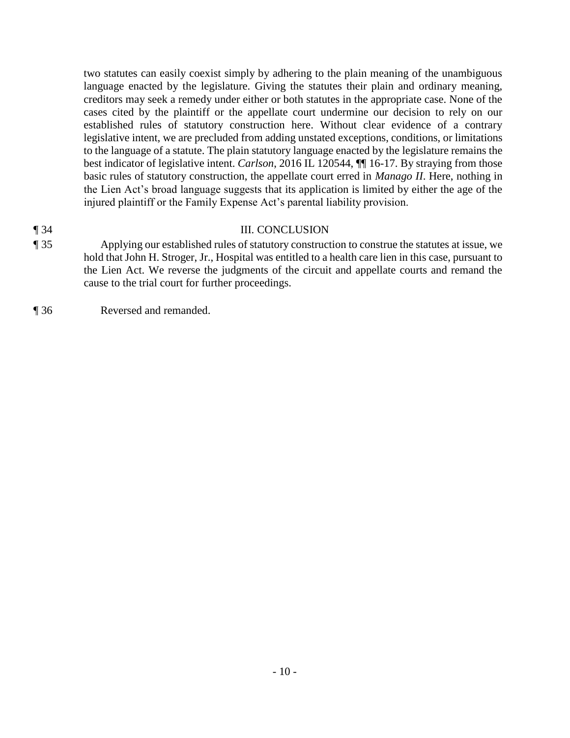two statutes can easily coexist simply by adhering to the plain meaning of the unambiguous language enacted by the legislature. Giving the statutes their plain and ordinary meaning, creditors may seek a remedy under either or both statutes in the appropriate case. None of the cases cited by the plaintiff or the appellate court undermine our decision to rely on our established rules of statutory construction here. Without clear evidence of a contrary legislative intent, we are precluded from adding unstated exceptions, conditions, or limitations to the language of a statute. The plain statutory language enacted by the legislature remains the best indicator of legislative intent. *Carlson*, 2016 IL 120544, ¶¶ 16-17. By straying from those basic rules of statutory construction, the appellate court erred in *Manago II*. Here, nothing in the Lien Act's broad language suggests that its application is limited by either the age of the injured plaintiff or the Family Expense Act's parental liability provision.

¶ 34 III. CONCLUSION

¶ 35 Applying our established rules of statutory construction to construe the statutes at issue, we hold that John H. Stroger, Jr., Hospital was entitled to a health care lien in this case, pursuant to the Lien Act. We reverse the judgments of the circuit and appellate courts and remand the cause to the trial court for further proceedings.

¶ 36 Reversed and remanded.